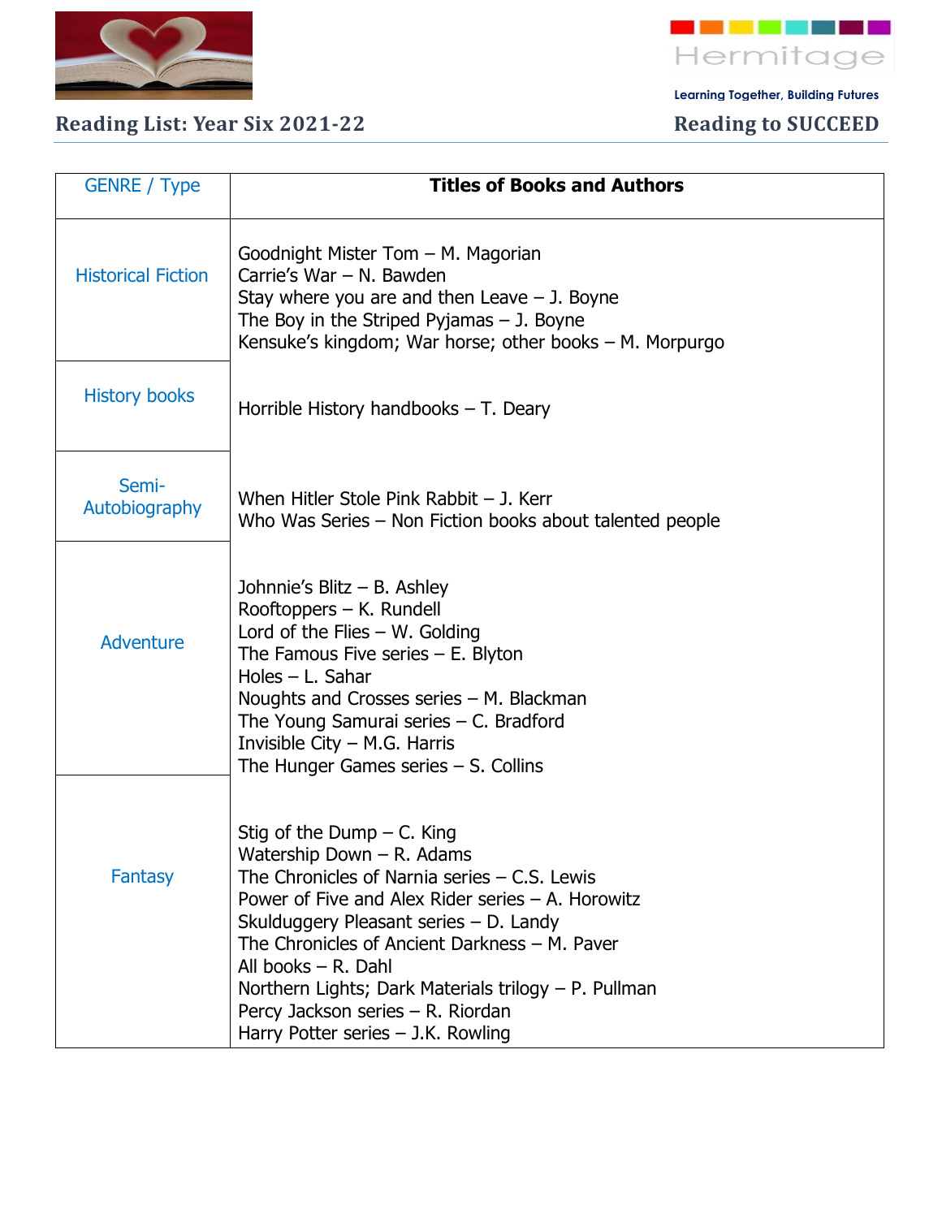Hermitage

Learning Together, Building Futures

## Reading List: Year Six 2021-22

## Reading to SUCCEED

| GENRE / Type | Titles of Books and Authors |
|---|---|
| Historical Fiction | Goodnight Mister Tom – M. Magorian<br>Carrie's War – N. Bawden<br>Stay where you are and then Leave – J. Boyne<br>The Boy in the Striped Pyjamas – J. Boyne<br>Kensuke's kingdom; War horse; other books – M. Morpurgo |
| History books | Horrible History handbooks – T. Deary |
| Semi-Autobiography | When Hitler Stole Pink Rabbit – J. Kerr<br>Who Was Series – Non Fiction books about talented people |
| Adventure | Johnnie's Blitz – B. Ashley<br>Rooftoppers – K. Rundell<br>Lord of the Flies – W. Golding<br>The Famous Five series – E. Blyton<br>Holes – L. Sahar<br>Noughts and Crosses series – M. Blackman<br>The Young Samurai series – C. Bradford<br>Invisible City – M.G. Harris<br>The Hunger Games series – S. Collins |
| Fantasy | Stig of the Dump – C. King<br>Watership Down – R. Adams<br>The Chronicles of Narnia series – C.S. Lewis<br>Power of Five and Alex Rider series – A. Horowitz<br>Skulduggery Pleasant series – D. Landy<br>The Chronicles of Ancient Darkness – M. Paver<br>All books – R. Dahl<br>Northern Lights; Dark Materials trilogy – P. Pullman<br>Percy Jackson series – R. Riordan<br>Harry Potter series – J.K. Rowling |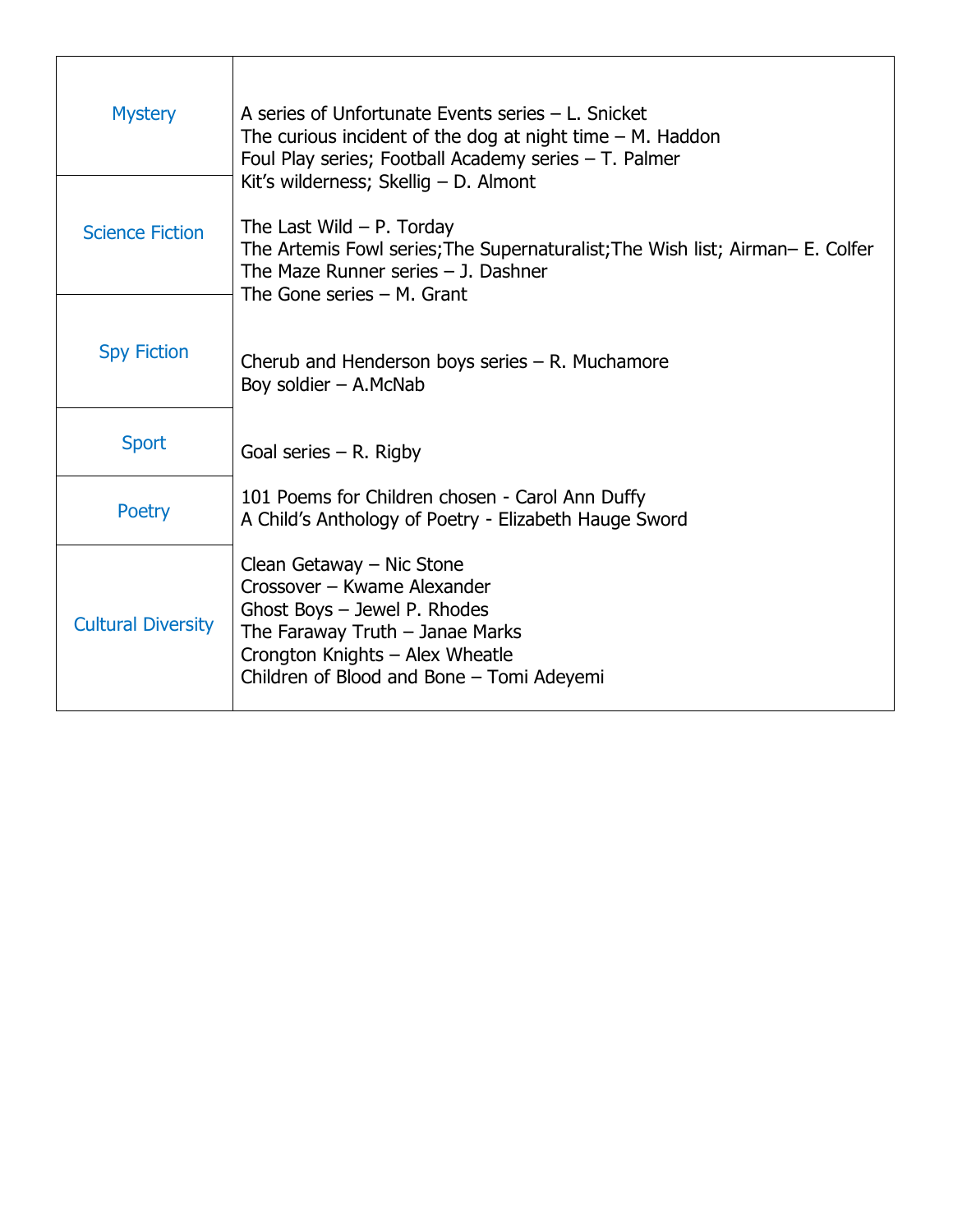| | |
|---|---|
| Mystery | A series of Unfortunate Events series – L. Snicket<br>The curious incident of the dog at night time – M. Haddon<br>Foul Play series; Football Academy series – T. Palmer<br>Kit's wilderness; Skellig – D. Almont |
| Science Fiction | The Last Wild – P. Torday<br>The Artemis Fowl series;The Supernaturalist;The Wish list; Airman– E. Colfer<br>The Maze Runner series – J. Dashner<br>The Gone series – M. Grant |
| Spy Fiction | Cherub and Henderson boys series – R. Muchamore<br>Boy soldier – A.McNab |
| Sport | Goal series – R. Rigby |
| Poetry | 101 Poems for Children chosen - Carol Ann Duffy<br>A Child's Anthology of Poetry - Elizabeth Hauge Sword |
| Cultural Diversity | Clean Getaway – Nic Stone<br>Crossover – Kwame Alexander<br>Ghost Boys – Jewel P. Rhodes<br>The Faraway Truth – Janae Marks<br>Crongton Knights – Alex Wheatle<br>Children of Blood and Bone – Tomi Adeyemi |